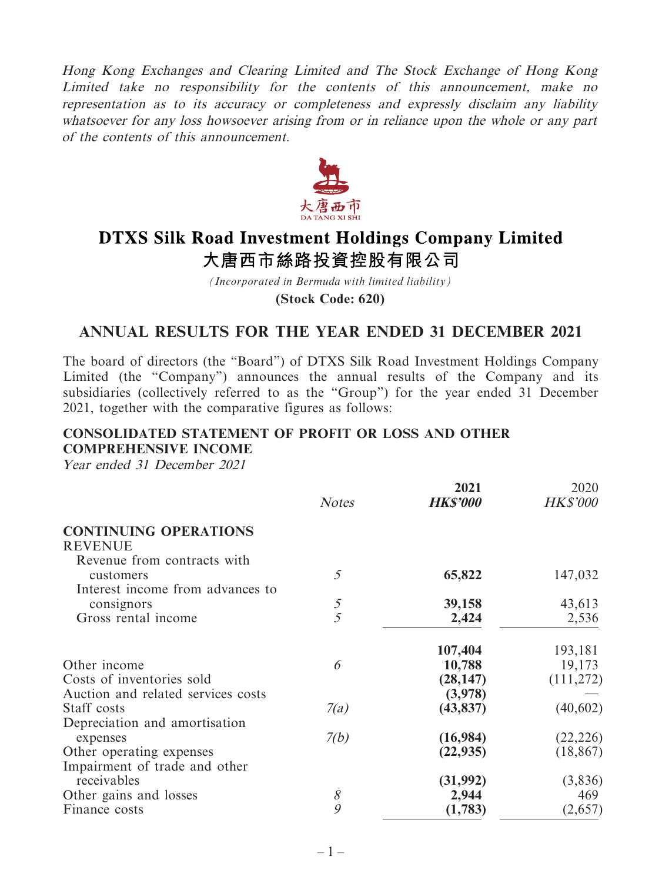*Hong Kong Exchanges and Clearing Limited and The Stock Exchange of Hong Kong Limited take no responsibility for the contents of this announcement, make no representation as to its accuracy or completeness and expressly disclaim any liability whatsoever for any loss howsoever arising from or in reliance upon the whole or any part of the contents of this announcement.*

大唐西市
DA TANG XI SHI

# DTXS Silk Road Investment Holdings Company Limited
# 大唐西市絲路投資控股有限公司

*(Incorporated in Bermuda with limited liability)*

**(Stock Code: 620)**

## ANNUAL RESULTS FOR THE YEAR ENDED 31 DECEMBER 2021

The board of directors (the "Board") of DTXS Silk Road Investment Holdings Company Limited (the "Company") announces the annual results of the Company and its subsidiaries (collectively referred to as the "Group") for the year ended 31 December 2021, together with the comparative figures as follows:

### CONSOLIDATED STATEMENT OF PROFIT OR LOSS AND OTHER COMPREHENSIVE INCOME

*Year ended 31 December 2021*

| | *Notes* | **2021** ***HK$'000*** | 2020 *HK$'000* |
|---|---|---|---|
| **CONTINUING OPERATIONS** | | | |
| REVENUE | | | |
| Revenue from contracts with customers | *5* | **65,822** | 147,032 |
| Interest income from advances to consignors | *5* | **39,158** | 43,613 |
| Gross rental income | *5* | **2,424** | 2,536 |
| | | **107,404** | 193,181 |
| Other income | *6* | **10,788** | 19,173 |
| Costs of inventories sold | | **(28,147)** | (111,272) |
| Auction and related services costs | | **(3,978)** | — |
| Staff costs | *7(a)* | **(43,837)** | (40,602) |
| Depreciation and amortisation expenses | *7(b)* | **(16,984)** | (22,226) |
| Other operating expenses | | **(22,935)** | (18,867) |
| Impairment of trade and other receivables | | **(31,992)** | (3,836) |
| Other gains and losses | *8* | **2,944** | 469 |
| Finance costs | *9* | **(1,783)** | (2,657) |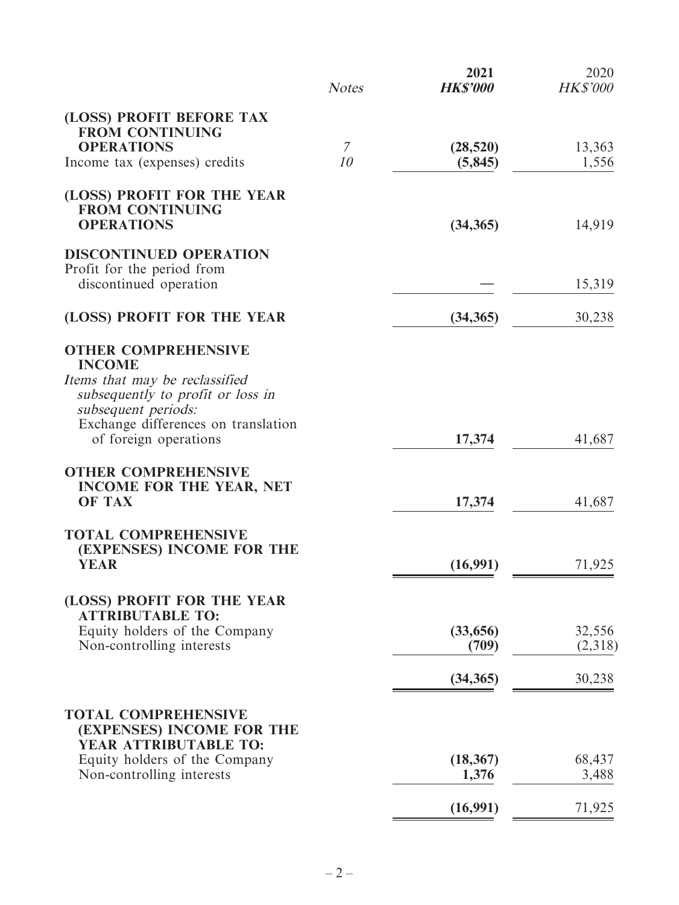| | Notes | 2021 HK$'000 | 2020 HK$'000 |
|---|---|---|---|
| **(LOSS) PROFIT BEFORE TAX FROM CONTINUING OPERATIONS** | 7 | **(28,520)** | 13,363 |
| Income tax (expenses) credits | 10 | **(5,845)** | 1,556 |
| **(LOSS) PROFIT FOR THE YEAR FROM CONTINUING OPERATIONS** | | **(34,365)** | 14,919 |
| **DISCONTINUED OPERATION** | | | |
| Profit for the period from discontinued operation | | — | 15,319 |
| **(LOSS) PROFIT FOR THE YEAR** | | **(34,365)** | 30,238 |
| **OTHER COMPREHENSIVE INCOME** | | | |
| *Items that may be reclassified subsequently to profit or loss in subsequent periods:* | | | |
| Exchange differences on translation of foreign operations | | **17,374** | 41,687 |
| **OTHER COMPREHENSIVE INCOME FOR THE YEAR, NET OF TAX** | | **17,374** | 41,687 |
| **TOTAL COMPREHENSIVE (EXPENSES) INCOME FOR THE YEAR** | | **(16,991)** | 71,925 |
| **(LOSS) PROFIT FOR THE YEAR ATTRIBUTABLE TO:** | | | |
| Equity holders of the Company | | **(33,656)** | 32,556 |
| Non-controlling interests | | **(709)** | (2,318) |
| | | **(34,365)** | 30,238 |
| **TOTAL COMPREHENSIVE (EXPENSES) INCOME FOR THE YEAR ATTRIBUTABLE TO:** | | | |
| Equity holders of the Company | | **(18,367)** | 68,437 |
| Non-controlling interests | | **1,376** | 3,488 |
| | | **(16,991)** | 71,925 |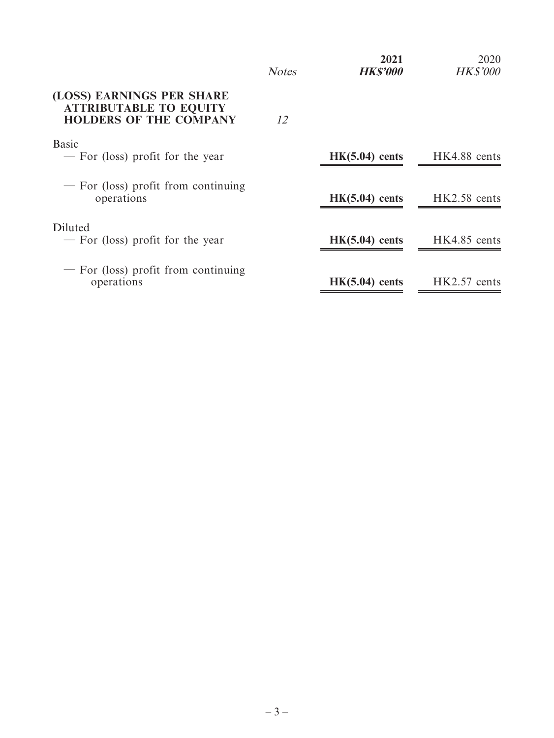| | Notes | 2021 HK$'000 | 2020 HK$'000 |
|---|---|---|---|
| **(LOSS) EARNINGS PER SHARE ATTRIBUTABLE TO EQUITY HOLDERS OF THE COMPANY** | 12 | | |
| Basic | | | |
| — For (loss) profit for the year | | **HK(5.04) cents** | HK4.88 cents |
| — For (loss) profit from continuing operations | | **HK(5.04) cents** | HK2.58 cents |
| Diluted | | | |
| — For (loss) profit for the year | | **HK(5.04) cents** | HK4.85 cents |
| — For (loss) profit from continuing operations | | **HK(5.04) cents** | HK2.57 cents |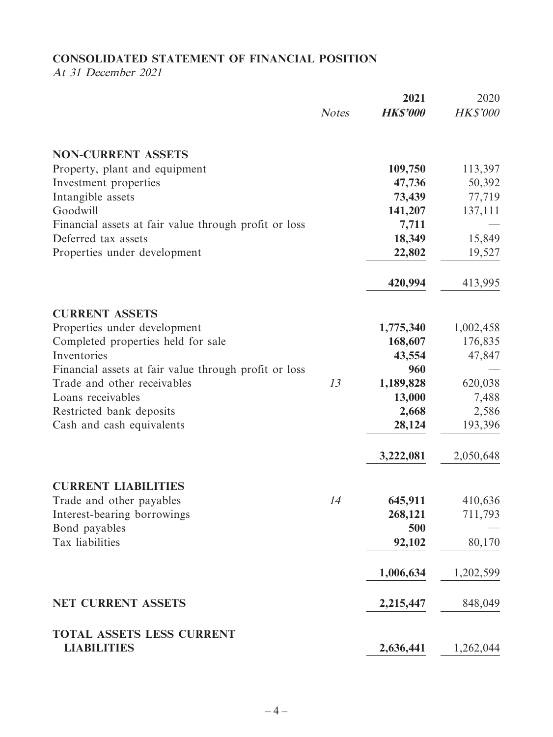## CONSOLIDATED STATEMENT OF FINANCIAL POSITION

*At 31 December 2021*

| | *Notes* | **2021** | 2020 |
|---|---|---|---|
| | | ***HK$'000*** | *HK$'000* |
| **NON-CURRENT ASSETS** | | | |
| Property, plant and equipment | | **109,750** | 113,397 |
| Investment properties | | **47,736** | 50,392 |
| Intangible assets | | **73,439** | 77,719 |
| Goodwill | | **141,207** | 137,111 |
| Financial assets at fair value through profit or loss | | **7,711** | — |
| Deferred tax assets | | **18,349** | 15,849 |
| Properties under development | | **22,802** | 19,527 |
| | | **420,994** | 413,995 |
| **CURRENT ASSETS** | | | |
| Properties under development | | **1,775,340** | 1,002,458 |
| Completed properties held for sale | | **168,607** | 176,835 |
| Inventories | | **43,554** | 47,847 |
| Financial assets at fair value through profit or loss | | **960** | — |
| Trade and other receivables | *13* | **1,189,828** | 620,038 |
| Loans receivables | | **13,000** | 7,488 |
| Restricted bank deposits | | **2,668** | 2,586 |
| Cash and cash equivalents | | **28,124** | 193,396 |
| | | **3,222,081** | 2,050,648 |
| **CURRENT LIABILITIES** | | | |
| Trade and other payables | *14* | **645,911** | 410,636 |
| Interest-bearing borrowings | | **268,121** | 711,793 |
| Bond payables | | **500** | — |
| Tax liabilities | | **92,102** | 80,170 |
| | | **1,006,634** | 1,202,599 |
| **NET CURRENT ASSETS** | | **2,215,447** | 848,049 |
| **TOTAL ASSETS LESS CURRENT LIABILITIES** | | **2,636,441** | 1,262,044 |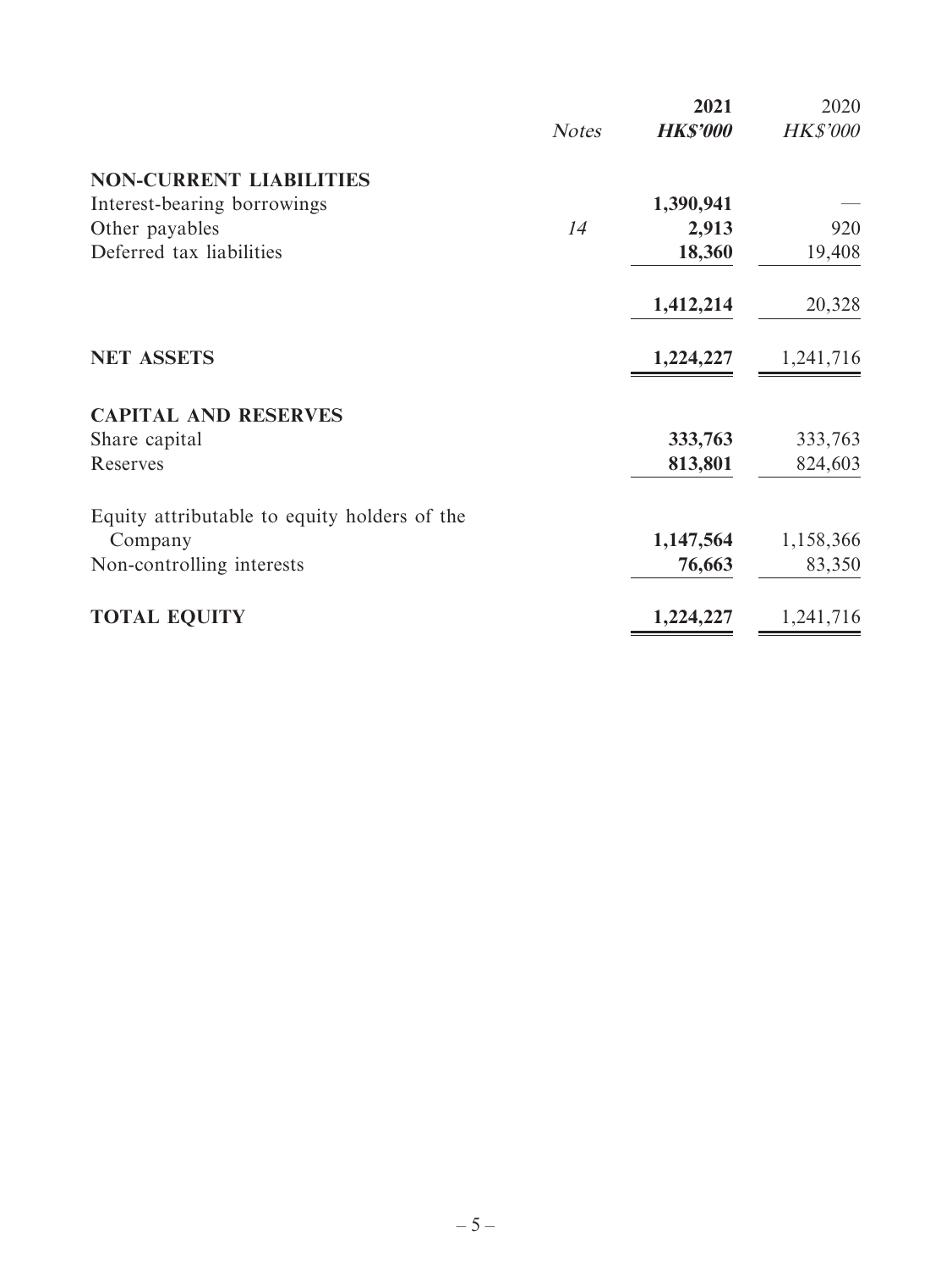| | Notes | 2021<br>HK$'000 | 2020<br>HK$'000 |
|---|---|---|---|
| **NON-CURRENT LIABILITIES** | | | |
| Interest-bearing borrowings | | **1,390,941** | — |
| Other payables | 14 | **2,913** | 920 |
| Deferred tax liabilities | | **18,360** | 19,408 |
| | | **1,412,214** | 20,328 |
| **NET ASSETS** | | **1,224,227** | 1,241,716 |
| **CAPITAL AND RESERVES** | | | |
| Share capital | | **333,763** | 333,763 |
| Reserves | | **813,801** | 824,603 |
| Equity attributable to equity holders of the Company | | **1,147,564** | 1,158,366 |
| Non-controlling interests | | **76,663** | 83,350 |
| **TOTAL EQUITY** | | **1,224,227** | 1,241,716 |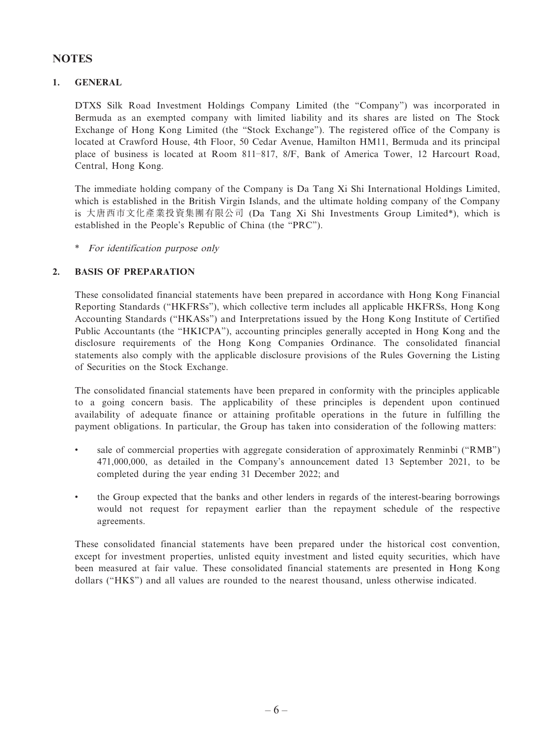# NOTES

## 1. GENERAL

DTXS Silk Road Investment Holdings Company Limited (the "Company") was incorporated in Bermuda as an exempted company with limited liability and its shares are listed on The Stock Exchange of Hong Kong Limited (the "Stock Exchange"). The registered office of the Company is located at Crawford House, 4th Floor, 50 Cedar Avenue, Hamilton HM11, Bermuda and its principal place of business is located at Room 811–817, 8/F, Bank of America Tower, 12 Harcourt Road, Central, Hong Kong.

The immediate holding company of the Company is Da Tang Xi Shi International Holdings Limited, which is established in the British Virgin Islands, and the ultimate holding company of the Company is 大唐西市文化產業投資集團有限公司 (Da Tang Xi Shi Investments Group Limited*), which is established in the People's Republic of China (the "PRC").

\* *For identification purpose only*

## 2. BASIS OF PREPARATION

These consolidated financial statements have been prepared in accordance with Hong Kong Financial Reporting Standards ("HKFRSs"), which collective term includes all applicable HKFRSs, Hong Kong Accounting Standards ("HKASs") and Interpretations issued by the Hong Kong Institute of Certified Public Accountants (the "HKICPA"), accounting principles generally accepted in Hong Kong and the disclosure requirements of the Hong Kong Companies Ordinance. The consolidated financial statements also comply with the applicable disclosure provisions of the Rules Governing the Listing of Securities on the Stock Exchange.

The consolidated financial statements have been prepared in conformity with the principles applicable to a going concern basis. The applicability of these principles is dependent upon continued availability of adequate finance or attaining profitable operations in the future in fulfilling the payment obligations. In particular, the Group has taken into consideration of the following matters:

- sale of commercial properties with aggregate consideration of approximately Renminbi ("RMB") 471,000,000, as detailed in the Company's announcement dated 13 September 2021, to be completed during the year ending 31 December 2022; and
- the Group expected that the banks and other lenders in regards of the interest-bearing borrowings would not request for repayment earlier than the repayment schedule of the respective agreements.

These consolidated financial statements have been prepared under the historical cost convention, except for investment properties, unlisted equity investment and listed equity securities, which have been measured at fair value. These consolidated financial statements are presented in Hong Kong dollars ("HK$") and all values are rounded to the nearest thousand, unless otherwise indicated.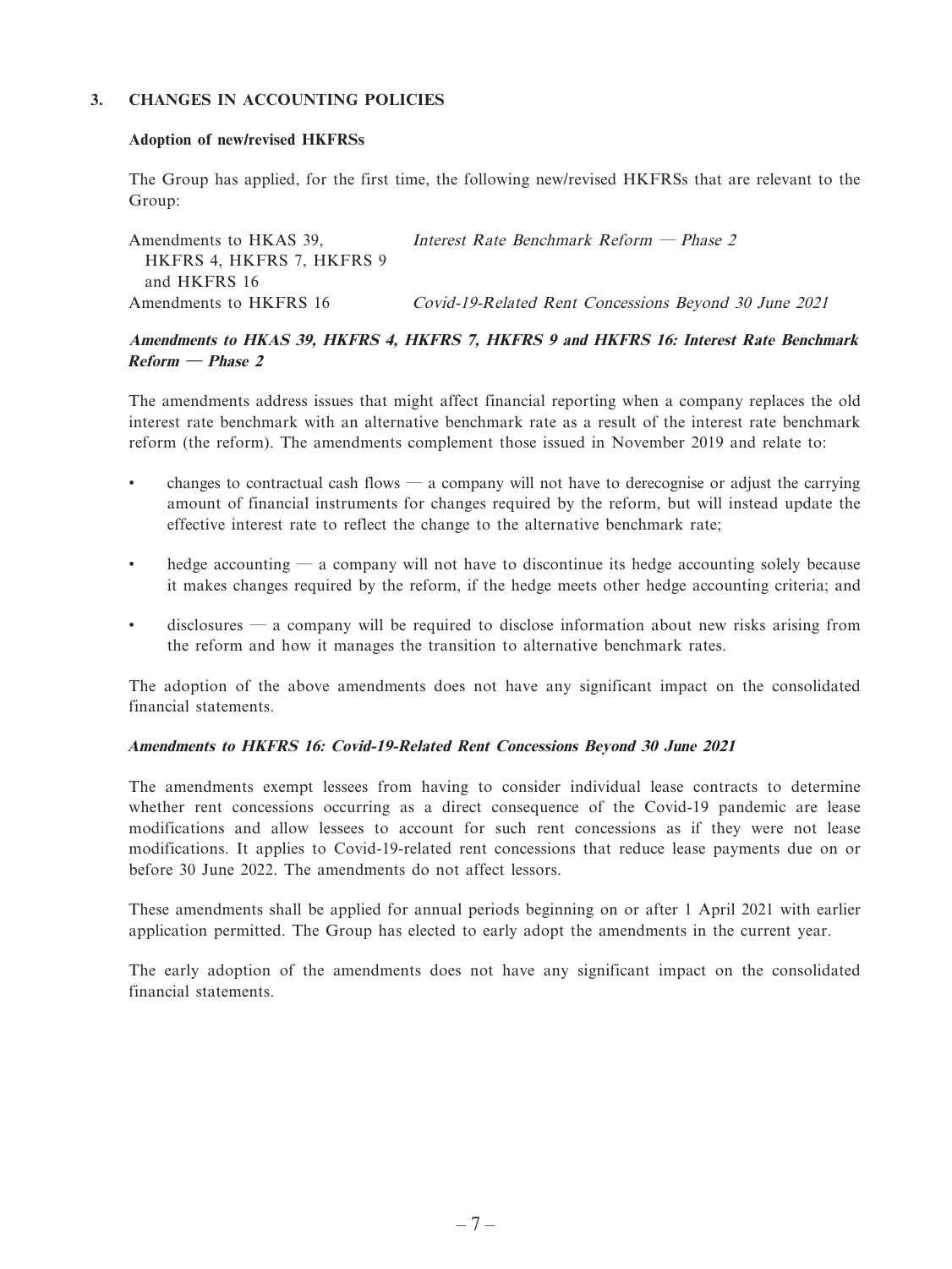## 3. CHANGES IN ACCOUNTING POLICIES

### Adoption of new/revised HKFRSs

The Group has applied, for the first time, the following new/revised HKFRSs that are relevant to the Group:

| | |
|---|---|
| Amendments to HKAS 39, HKFRS 4, HKFRS 7, HKFRS 9 and HKFRS 16 | *Interest Rate Benchmark Reform — Phase 2* |
| Amendments to HKFRS 16 | *Covid-19-Related Rent Concessions Beyond 30 June 2021* |

***Amendments to HKAS 39, HKFRS 4, HKFRS 7, HKFRS 9 and HKFRS 16: Interest Rate Benchmark Reform — Phase 2***

The amendments address issues that might affect financial reporting when a company replaces the old interest rate benchmark with an alternative benchmark rate as a result of the interest rate benchmark reform (the reform). The amendments complement those issued in November 2019 and relate to:

- changes to contractual cash flows — a company will not have to derecognise or adjust the carrying amount of financial instruments for changes required by the reform, but will instead update the effective interest rate to reflect the change to the alternative benchmark rate;
- hedge accounting — a company will not have to discontinue its hedge accounting solely because it makes changes required by the reform, if the hedge meets other hedge accounting criteria; and
- disclosures — a company will be required to disclose information about new risks arising from the reform and how it manages the transition to alternative benchmark rates.

The adoption of the above amendments does not have any significant impact on the consolidated financial statements.

***Amendments to HKFRS 16: Covid-19-Related Rent Concessions Beyond 30 June 2021***

The amendments exempt lessees from having to consider individual lease contracts to determine whether rent concessions occurring as a direct consequence of the Covid-19 pandemic are lease modifications and allow lessees to account for such rent concessions as if they were not lease modifications. It applies to Covid-19-related rent concessions that reduce lease payments due on or before 30 June 2022. The amendments do not affect lessors.

These amendments shall be applied for annual periods beginning on or after 1 April 2021 with earlier application permitted. The Group has elected to early adopt the amendments in the current year.

The early adoption of the amendments does not have any significant impact on the consolidated financial statements.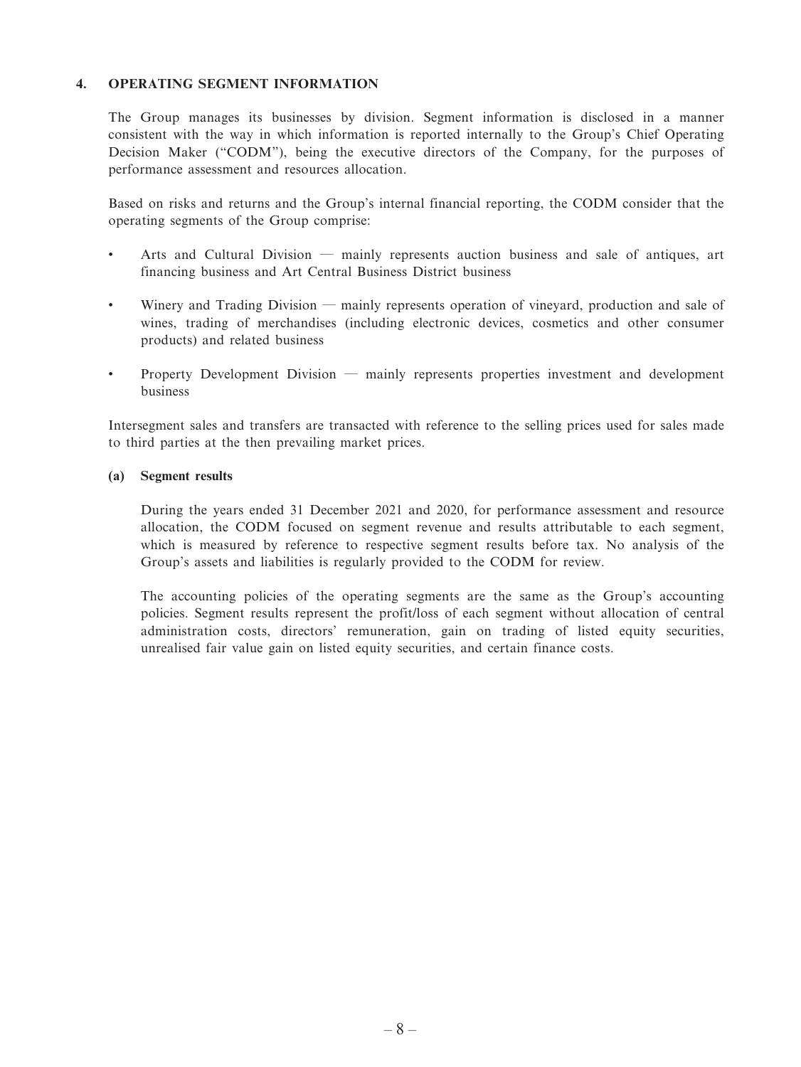## 4. OPERATING SEGMENT INFORMATION

The Group manages its businesses by division. Segment information is disclosed in a manner consistent with the way in which information is reported internally to the Group's Chief Operating Decision Maker ("CODM"), being the executive directors of the Company, for the purposes of performance assessment and resources allocation.

Based on risks and returns and the Group's internal financial reporting, the CODM consider that the operating segments of the Group comprise:

- Arts and Cultural Division — mainly represents auction business and sale of antiques, art financing business and Art Central Business District business
- Winery and Trading Division — mainly represents operation of vineyard, production and sale of wines, trading of merchandises (including electronic devices, cosmetics and other consumer products) and related business
- Property Development Division — mainly represents properties investment and development business

Intersegment sales and transfers are transacted with reference to the selling prices used for sales made to third parties at the then prevailing market prices.

### (a) Segment results

During the years ended 31 December 2021 and 2020, for performance assessment and resource allocation, the CODM focused on segment revenue and results attributable to each segment, which is measured by reference to respective segment results before tax. No analysis of the Group's assets and liabilities is regularly provided to the CODM for review.

The accounting policies of the operating segments are the same as the Group's accounting policies. Segment results represent the profit/loss of each segment without allocation of central administration costs, directors' remuneration, gain on trading of listed equity securities, unrealised fair value gain on listed equity securities, and certain finance costs.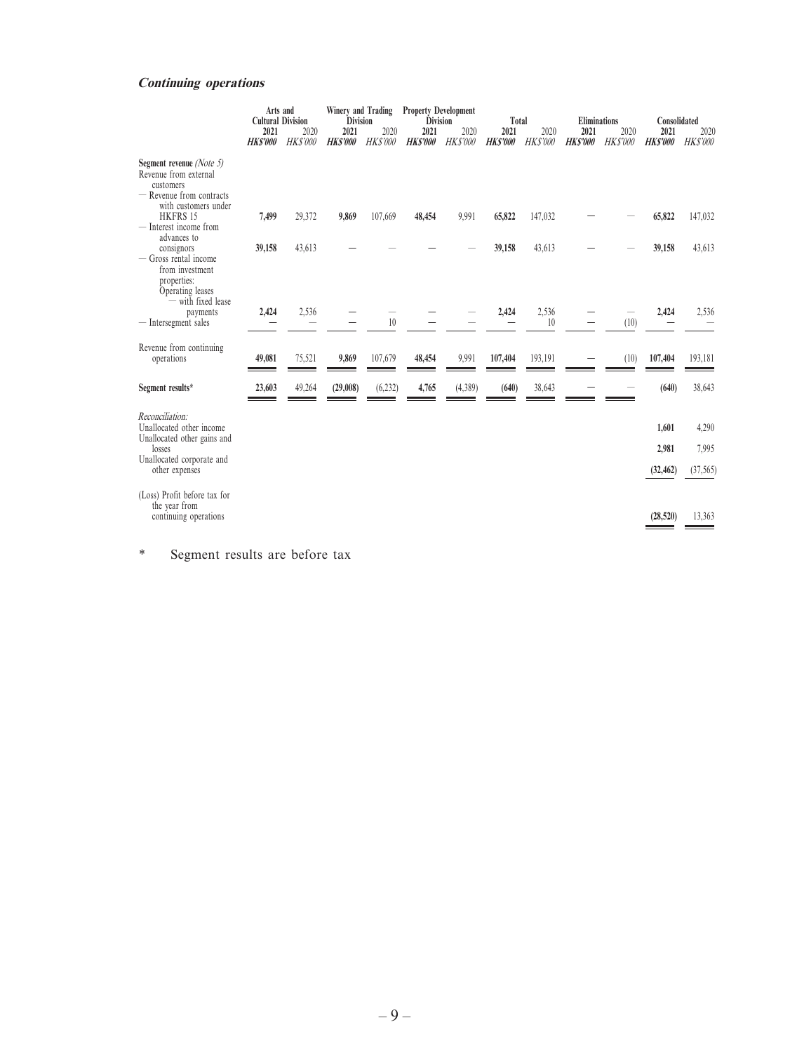### *Continuing operations*

| | Arts and Cultural Division | | Winery and Trading Division | | Property Development Division | | Total | | Eliminations | | Consolidated | |
|---|---|---|---|---|---|---|---|---|---|---|---|---|
| | **2021** | 2020 | **2021** | 2020 | **2021** | 2020 | **2021** | 2020 | **2021** | 2020 | **2021** | 2020 |
| | ***HK$'000*** | *HK$'000* | ***HK$'000*** | *HK$'000* | ***HK$'000*** | *HK$'000* | ***HK$'000*** | *HK$'000* | ***HK$'000*** | *HK$'000* | ***HK$'000*** | *HK$'000* |
| **Segment revenue** *(Note 5)* | | | | | | | | | | | | |
| Revenue from external customers | | | | | | | | | | | | |
| — Revenue from contracts with customers under HKFRS 15 | **7,499** | 29,372 | **9,869** | 107,669 | **48,454** | 9,991 | **65,822** | 147,032 | **—** | — | **65,822** | 147,032 |
| — Interest income from advances to consignors | **39,158** | 43,613 | **—** | — | **—** | — | **39,158** | 43,613 | **—** | — | **39,158** | 43,613 |
| — Gross rental income from investment properties: Operating leases — with fixed lease payments | **2,424** | 2,536 | **—** | — | **—** | — | **2,424** | 2,536 | **—** | — | **2,424** | 2,536 |
| — Intersegment sales | **—** | — | **—** | 10 | **—** | — | **—** | 10 | **—** | (10) | **—** | — |
| Revenue from continuing operations | **49,081** | 75,521 | **9,869** | 107,679 | **48,454** | 9,991 | **107,404** | 193,191 | **—** | (10) | **107,404** | 193,181 |
| **Segment results*** | **23,603** | 49,264 | **(29,008)** | (6,232) | **4,765** | (4,389) | **(640)** | 38,643 | **—** | — | **(640)** | 38,643 |
| *Reconciliation:* | | | | | | | | | | | | |
| Unallocated other income | | | | | | | | | | | **1,601** | 4,290 |
| Unallocated other gains and losses | | | | | | | | | | | **2,981** | 7,995 |
| Unallocated corporate and other expenses | | | | | | | | | | | **(32,462)** | (37,565) |
| (Loss) Profit before tax for the year from continuing operations | | | | | | | | | | | **(28,520)** | 13,363 |

\* Segment results are before tax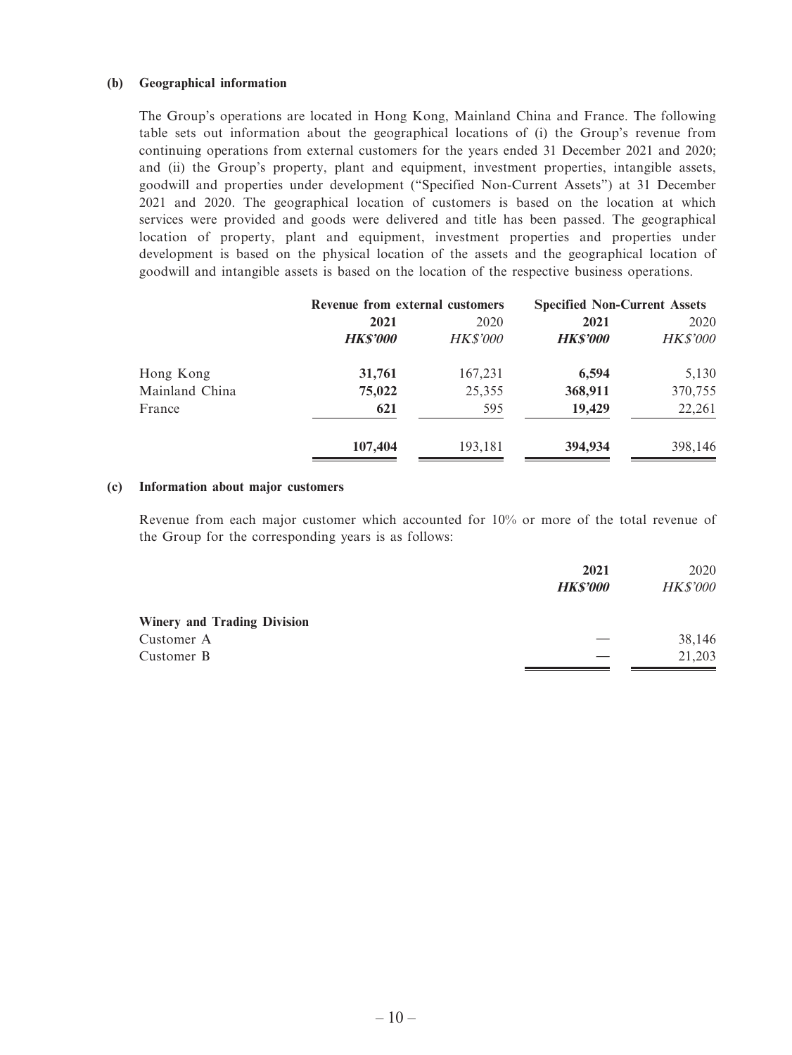**(b) Geographical information**

The Group's operations are located in Hong Kong, Mainland China and France. The following table sets out information about the geographical locations of (i) the Group's revenue from continuing operations from external customers for the years ended 31 December 2021 and 2020; and (ii) the Group's property, plant and equipment, investment properties, intangible assets, goodwill and properties under development ("Specified Non-Current Assets") at 31 December 2021 and 2020. The geographical location of customers is based on the location at which services were provided and goods were delivered and title has been passed. The geographical location of property, plant and equipment, investment properties and properties under development is based on the physical location of the assets and the geographical location of goodwill and intangible assets is based on the location of the respective business operations.

| | Revenue from external customers | | Specified Non-Current Assets | |
|---|---|---|---|---|
| | **2021** | 2020 | **2021** | 2020 |
| | ***HK$'000*** | *HK$'000* | ***HK$'000*** | *HK$'000* |
| Hong Kong | **31,761** | 167,231 | **6,594** | 5,130 |
| Mainland China | **75,022** | 25,355 | **368,911** | 370,755 |
| France | **621** | 595 | **19,429** | 22,261 |
| | **107,404** | 193,181 | **394,934** | 398,146 |

**(c) Information about major customers**

Revenue from each major customer which accounted for 10% or more of the total revenue of the Group for the corresponding years is as follows:

| | **2021** | 2020 |
|---|---|---|
| | ***HK$'000*** | *HK$'000* |
| **Winery and Trading Division** | | |
| Customer A | — | 38,146 |
| Customer B | — | 21,203 |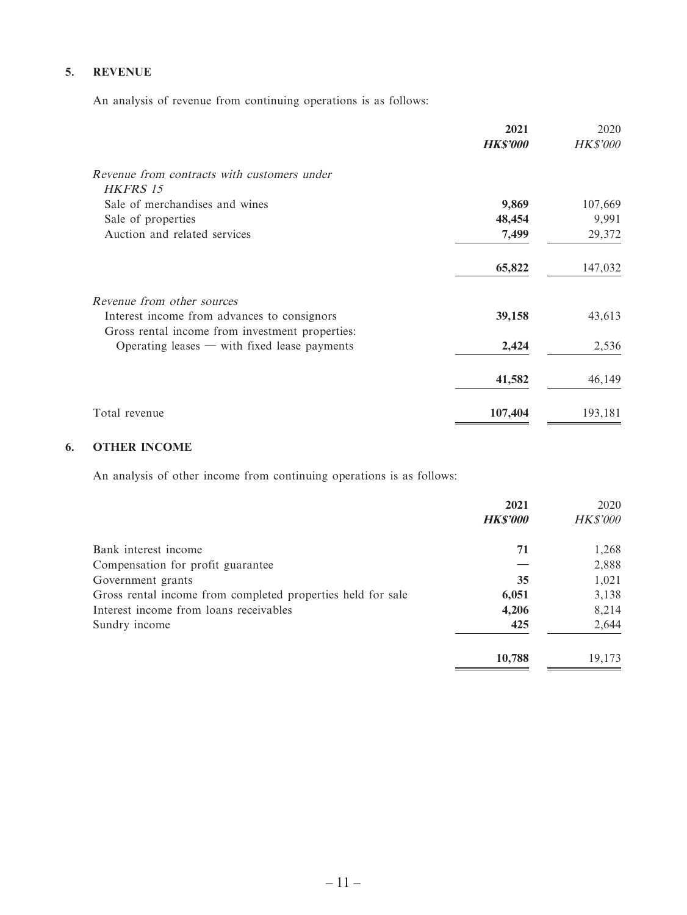## 5. REVENUE

An analysis of revenue from continuing operations is as follows:

| | 2021 | 2020 |
|---|---|---|
| | *HK$'000* | *HK$'000* |
| *Revenue from contracts with customers under HKFRS 15* | | |
| Sale of merchandises and wines | **9,869** | 107,669 |
| Sale of properties | **48,454** | 9,991 |
| Auction and related services | **7,499** | 29,372 |
| | **65,822** | 147,032 |
| *Revenue from other sources* | | |
| Interest income from advances to consignors | **39,158** | 43,613 |
| Gross rental income from investment properties: | | |
| Operating leases — with fixed lease payments | **2,424** | 2,536 |
| | **41,582** | 46,149 |
| Total revenue | **107,404** | 193,181 |

## 6. OTHER INCOME

An analysis of other income from continuing operations is as follows:

| | 2021 | 2020 |
|---|---|---|
| | *HK$'000* | *HK$'000* |
| Bank interest income | **71** | 1,268 |
| Compensation for profit guarantee | **—** | 2,888 |
| Government grants | **35** | 1,021 |
| Gross rental income from completed properties held for sale | **6,051** | 3,138 |
| Interest income from loans receivables | **4,206** | 8,214 |
| Sundry income | **425** | 2,644 |
| | **10,788** | 19,173 |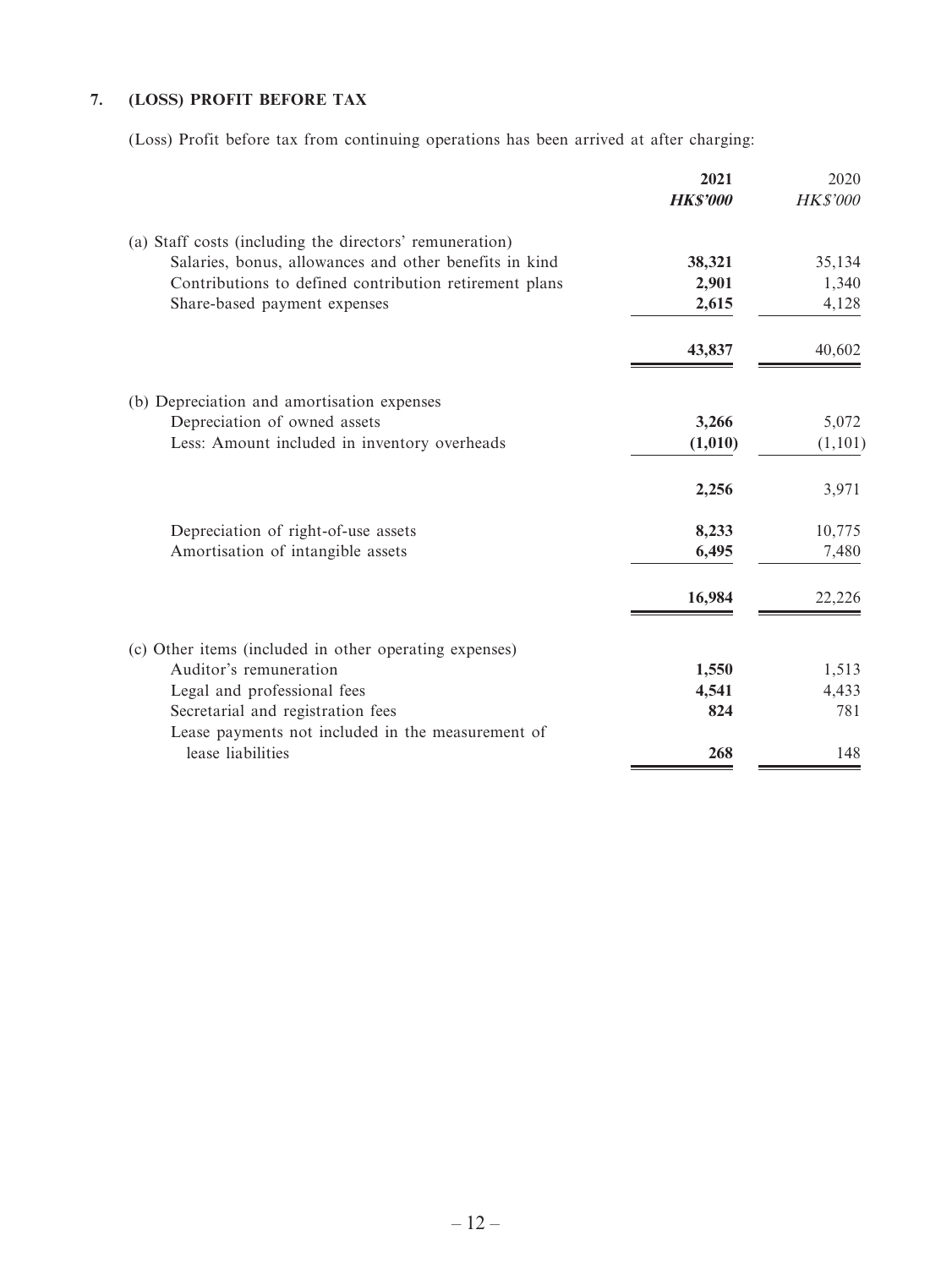### 7. (LOSS) PROFIT BEFORE TAX

(Loss) Profit before tax from continuing operations has been arrived at after charging:

| | **2021** | 2020 |
|---|---|---|
| | ***HK$'000*** | *HK$'000* |
| (a) Staff costs (including the directors' remuneration) | | |
| Salaries, bonus, allowances and other benefits in kind | **38,321** | 35,134 |
| Contributions to defined contribution retirement plans | **2,901** | 1,340 |
| Share-based payment expenses | **2,615** | 4,128 |
| | **43,837** | 40,602 |
| (b) Depreciation and amortisation expenses | | |
| Depreciation of owned assets | **3,266** | 5,072 |
| Less: Amount included in inventory overheads | **(1,010)** | (1,101) |
| | **2,256** | 3,971 |
| Depreciation of right-of-use assets | **8,233** | 10,775 |
| Amortisation of intangible assets | **6,495** | 7,480 |
| | **16,984** | 22,226 |
| (c) Other items (included in other operating expenses) | | |
| Auditor's remuneration | **1,550** | 1,513 |
| Legal and professional fees | **4,541** | 4,433 |
| Secretarial and registration fees | **824** | 781 |
| Lease payments not included in the measurement of lease liabilities | **268** | 148 |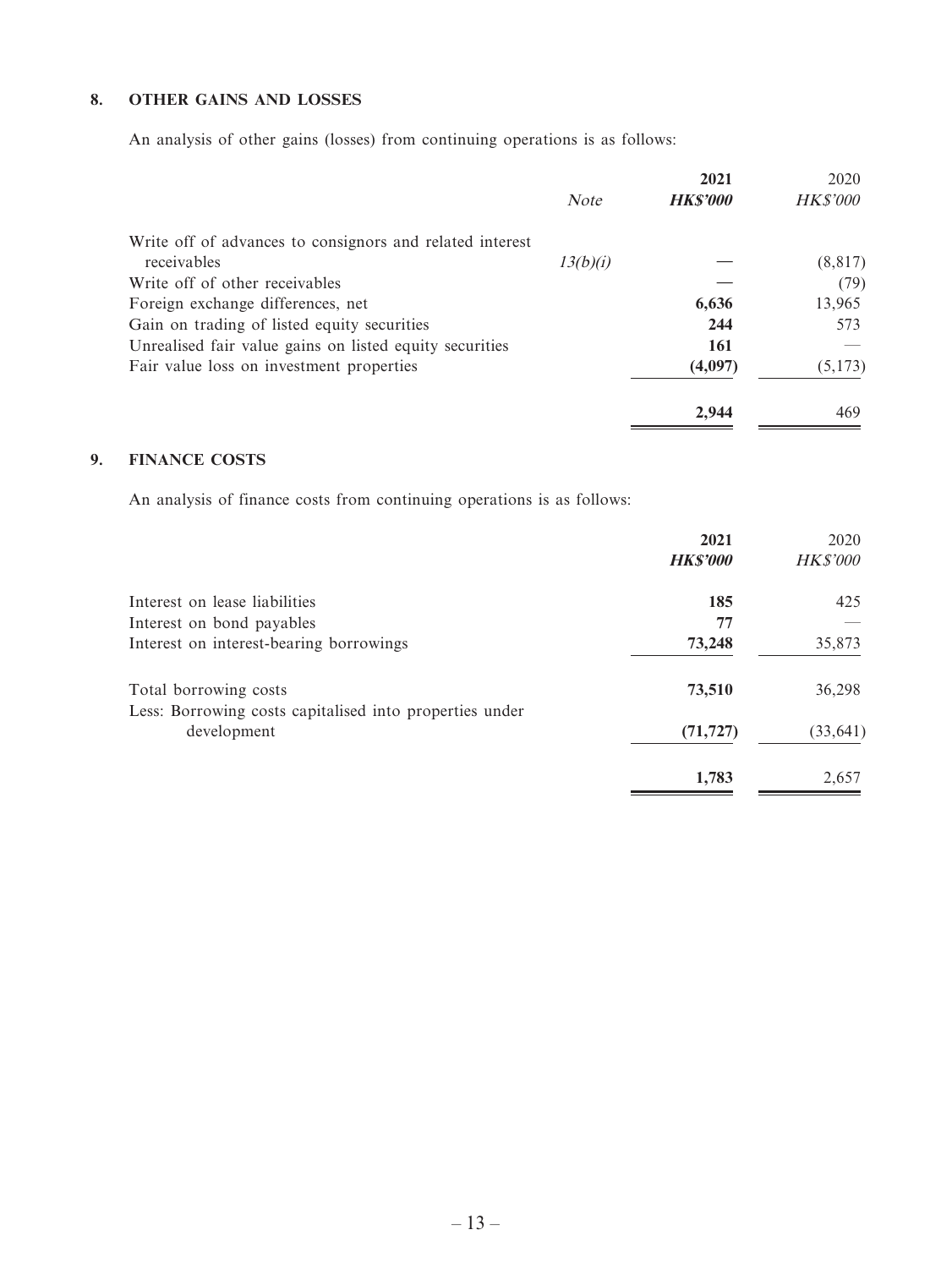## 8. OTHER GAINS AND LOSSES

An analysis of other gains (losses) from continuing operations is as follows:

| | *Note* | **2021** | 2020 |
|---|---|---|---|
| | | ***HK$'000*** | *HK$'000* |
| Write off of advances to consignors and related interest receivables | *13(b)(i)* | **—** | (8,817) |
| Write off of other receivables | | **—** | (79) |
| Foreign exchange differences, net | | **6,636** | 13,965 |
| Gain on trading of listed equity securities | | **244** | 573 |
| Unrealised fair value gains on listed equity securities | | **161** | — |
| Fair value loss on investment properties | | **(4,097)** | (5,173) |
| | | **2,944** | 469 |

## 9. FINANCE COSTS

An analysis of finance costs from continuing operations is as follows:

| | **2021** | 2020 |
|---|---|---|
| | ***HK$'000*** | *HK$'000* |
| Interest on lease liabilities | **185** | 425 |
| Interest on bond payables | **77** | — |
| Interest on interest-bearing borrowings | **73,248** | 35,873 |
| Total borrowing costs | **73,510** | 36,298 |
| Less: Borrowing costs capitalised into properties under development | **(71,727)** | (33,641) |
| | **1,783** | 2,657 |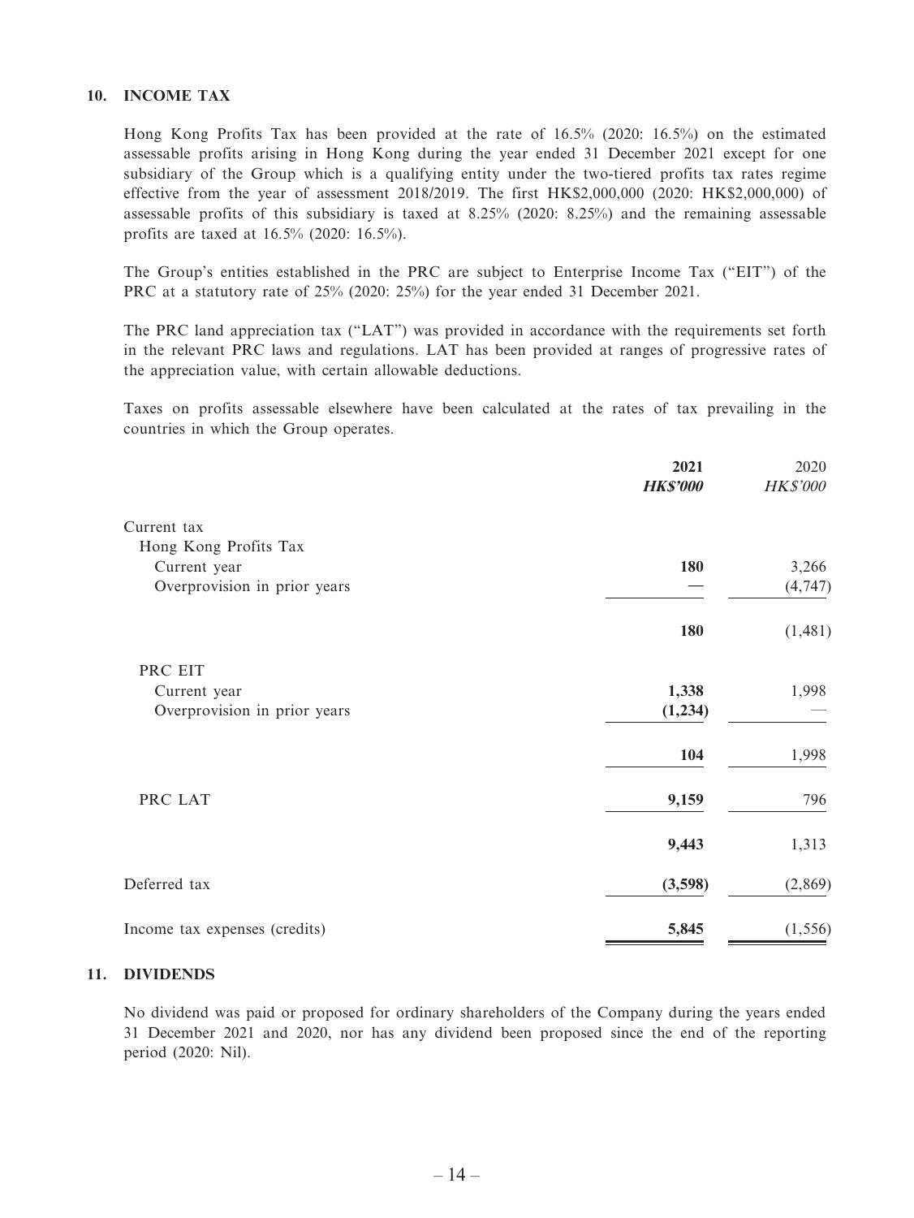## 10. INCOME TAX

Hong Kong Profits Tax has been provided at the rate of 16.5% (2020: 16.5%) on the estimated assessable profits arising in Hong Kong during the year ended 31 December 2021 except for one subsidiary of the Group which is a qualifying entity under the two-tiered profits tax rates regime effective from the year of assessment 2018/2019. The first HK$2,000,000 (2020: HK$2,000,000) of assessable profits of this subsidiary is taxed at 8.25% (2020: 8.25%) and the remaining assessable profits are taxed at 16.5% (2020: 16.5%).

The Group's entities established in the PRC are subject to Enterprise Income Tax ("EIT") of the PRC at a statutory rate of 25% (2020: 25%) for the year ended 31 December 2021.

The PRC land appreciation tax ("LAT") was provided in accordance with the requirements set forth in the relevant PRC laws and regulations. LAT has been provided at ranges of progressive rates of the appreciation value, with certain allowable deductions.

Taxes on profits assessable elsewhere have been calculated at the rates of tax prevailing in the countries in which the Group operates.

| | **2021** | 2020 |
|---|---|---|
| | ***HK$'000*** | *HK$'000* |
| Current tax | | |
| Hong Kong Profits Tax | | |
| Current year | **180** | 3,266 |
| Overprovision in prior years | **—** | (4,747) |
| | **180** | (1,481) |
| PRC EIT | | |
| Current year | **1,338** | 1,998 |
| Overprovision in prior years | **(1,234)** | — |
| | **104** | 1,998 |
| PRC LAT | **9,159** | 796 |
| | **9,443** | 1,313 |
| Deferred tax | **(3,598)** | (2,869) |
| Income tax expenses (credits) | **5,845** | (1,556) |

## 11. DIVIDENDS

No dividend was paid or proposed for ordinary shareholders of the Company during the years ended 31 December 2021 and 2020, nor has any dividend been proposed since the end of the reporting period (2020: Nil).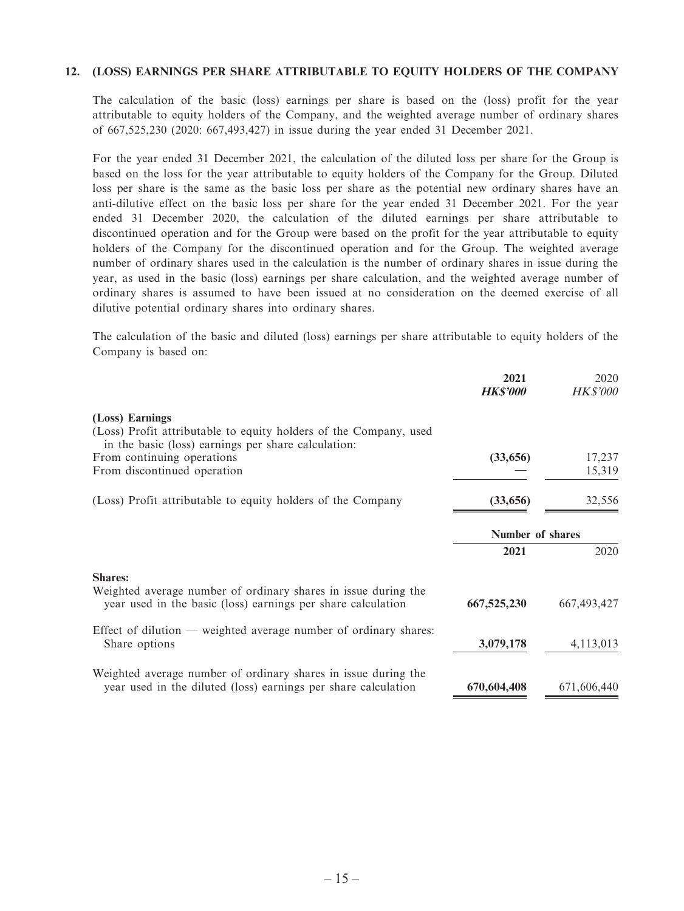### 12. (LOSS) EARNINGS PER SHARE ATTRIBUTABLE TO EQUITY HOLDERS OF THE COMPANY

The calculation of the basic (loss) earnings per share is based on the (loss) profit for the year attributable to equity holders of the Company, and the weighted average number of ordinary shares of 667,525,230 (2020: 667,493,427) in issue during the year ended 31 December 2021.

For the year ended 31 December 2021, the calculation of the diluted loss per share for the Group is based on the loss for the year attributable to equity holders of the Company for the Group. Diluted loss per share is the same as the basic loss per share as the potential new ordinary shares have an anti-dilutive effect on the basic loss per share for the year ended 31 December 2021. For the year ended 31 December 2020, the calculation of the diluted earnings per share attributable to discontinued operation and for the Group were based on the profit for the year attributable to equity holders of the Company for the discontinued operation and for the Group. The weighted average number of ordinary shares used in the calculation is the number of ordinary shares in issue during the year, as used in the basic (loss) earnings per share calculation, and the weighted average number of ordinary shares is assumed to have been issued at no consideration on the deemed exercise of all dilutive potential ordinary shares into ordinary shares.

The calculation of the basic and diluted (loss) earnings per share attributable to equity holders of the Company is based on:

| | **2021** | 2020 |
|---|---|---|
| | ***HK$'000*** | *HK$'000* |
| **(Loss) Earnings** | | |
| (Loss) Profit attributable to equity holders of the Company, used in the basic (loss) earnings per share calculation: | | |
| From continuing operations | **(33,656)** | 17,237 |
| From discontinued operation | **—** | 15,319 |
| (Loss) Profit attributable to equity holders of the Company | **(33,656)** | 32,556 |

| | **Number of shares** | |
|---|---|---|
| | **2021** | 2020 |
| **Shares:** | | |
| Weighted average number of ordinary shares in issue during the year used in the basic (loss) earnings per share calculation | **667,525,230** | 667,493,427 |
| Effect of dilution — weighted average number of ordinary shares: Share options | **3,079,178** | 4,113,013 |
| Weighted average number of ordinary shares in issue during the year used in the diluted (loss) earnings per share calculation | **670,604,408** | 671,606,440 |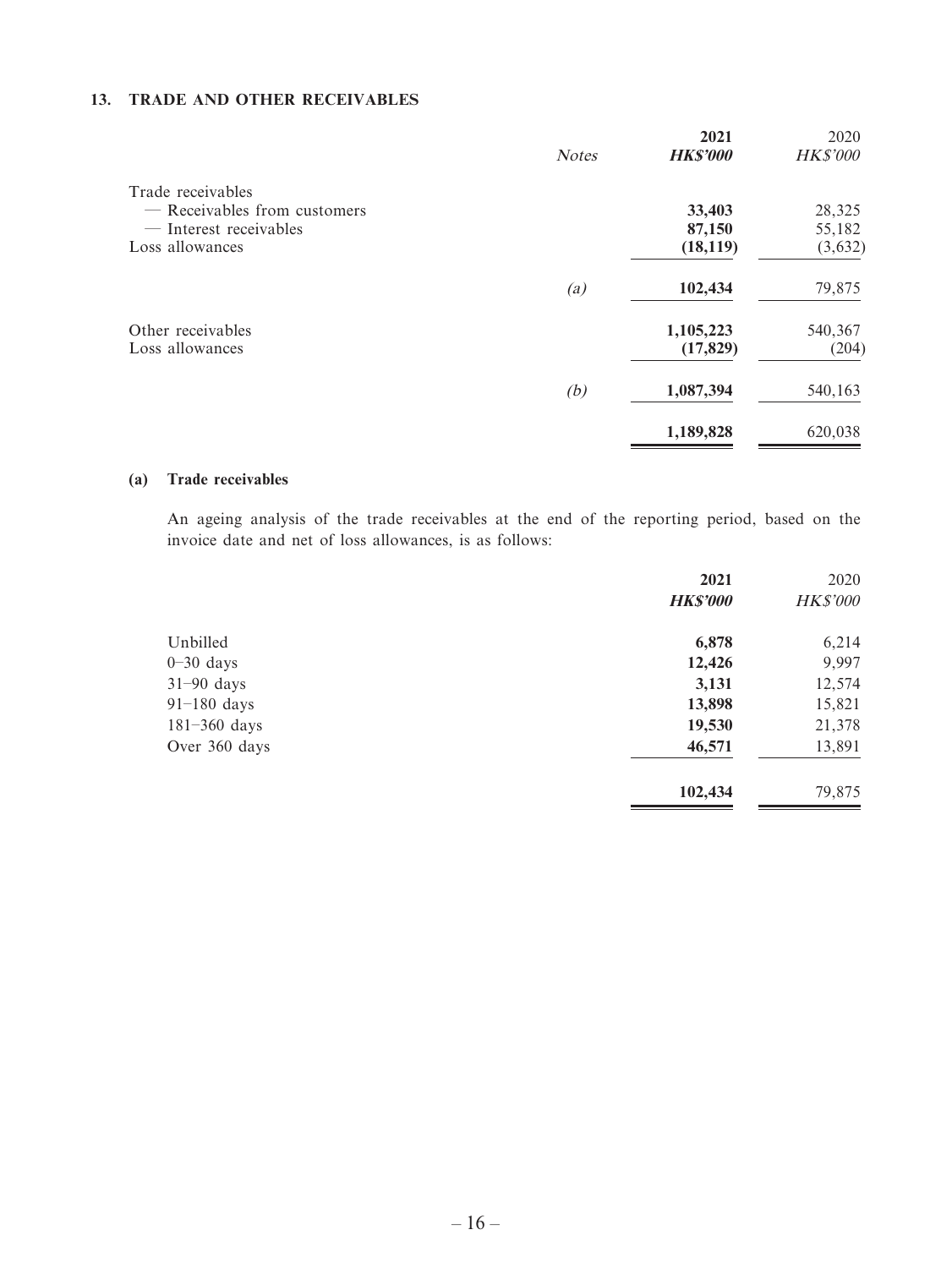### 13. TRADE AND OTHER RECEIVABLES

| | Notes | 2021 HK$'000 | 2020 HK$'000 |
|---|---|---|---|
| Trade receivables | | | |
| — Receivables from customers | | **33,403** | 28,325 |
| — Interest receivables | | **87,150** | 55,182 |
| Loss allowances | | **(18,119)** | (3,632) |
| | *(a)* | **102,434** | 79,875 |
| Other receivables | | **1,105,223** | 540,367 |
| Loss allowances | | **(17,829)** | (204) |
| | *(b)* | **1,087,394** | 540,163 |
| | | **1,189,828** | 620,038 |

#### (a) Trade receivables

An ageing analysis of the trade receivables at the end of the reporting period, based on the invoice date and net of loss allowances, is as follows:

| | 2021 HK$'000 | 2020 HK$'000 |
|---|---|---|
| Unbilled | **6,878** | 6,214 |
| 0–30 days | **12,426** | 9,997 |
| 31–90 days | **3,131** | 12,574 |
| 91–180 days | **13,898** | 15,821 |
| 181–360 days | **19,530** | 21,378 |
| Over 360 days | **46,571** | 13,891 |
| | **102,434** | 79,875 |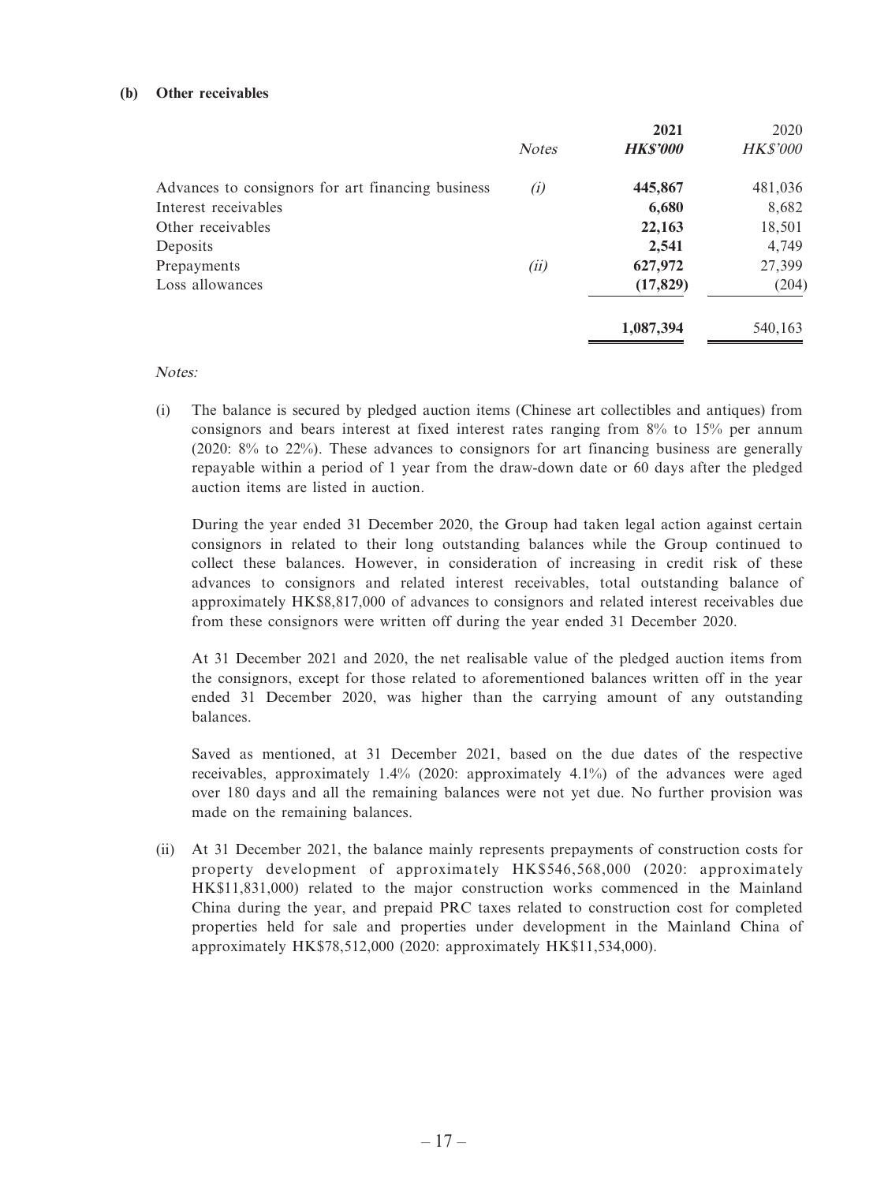**(b) Other receivables**

| | *Notes* | **2021** | 2020 |
|---|---|---|---|
| | | ***HK$'000*** | *HK$'000* |
| Advances to consignors for art financing business | *(i)* | **445,867** | 481,036 |
| Interest receivables | | **6,680** | 8,682 |
| Other receivables | | **22,163** | 18,501 |
| Deposits | | **2,541** | 4,749 |
| Prepayments | *(ii)* | **627,972** | 27,399 |
| Loss allowances | | **(17,829)** | (204) |
| | | **1,087,394** | 540,163 |

*Notes:*

(i) The balance is secured by pledged auction items (Chinese art collectibles and antiques) from consignors and bears interest at fixed interest rates ranging from 8% to 15% per annum (2020: 8% to 22%). These advances to consignors for art financing business are generally repayable within a period of 1 year from the draw-down date or 60 days after the pledged auction items are listed in auction.

During the year ended 31 December 2020, the Group had taken legal action against certain consignors in related to their long outstanding balances while the Group continued to collect these balances. However, in consideration of increasing in credit risk of these advances to consignors and related interest receivables, total outstanding balance of approximately HK$8,817,000 of advances to consignors and related interest receivables due from these consignors were written off during the year ended 31 December 2020.

At 31 December 2021 and 2020, the net realisable value of the pledged auction items from the consignors, except for those related to aforementioned balances written off in the year ended 31 December 2020, was higher than the carrying amount of any outstanding balances.

Saved as mentioned, at 31 December 2021, based on the due dates of the respective receivables, approximately 1.4% (2020: approximately 4.1%) of the advances were aged over 180 days and all the remaining balances were not yet due. No further provision was made on the remaining balances.

(ii) At 31 December 2021, the balance mainly represents prepayments of construction costs for property development of approximately HK$546,568,000 (2020: approximately HK$11,831,000) related to the major construction works commenced in the Mainland China during the year, and prepaid PRC taxes related to construction cost for completed properties held for sale and properties under development in the Mainland China of approximately HK$78,512,000 (2020: approximately HK$11,534,000).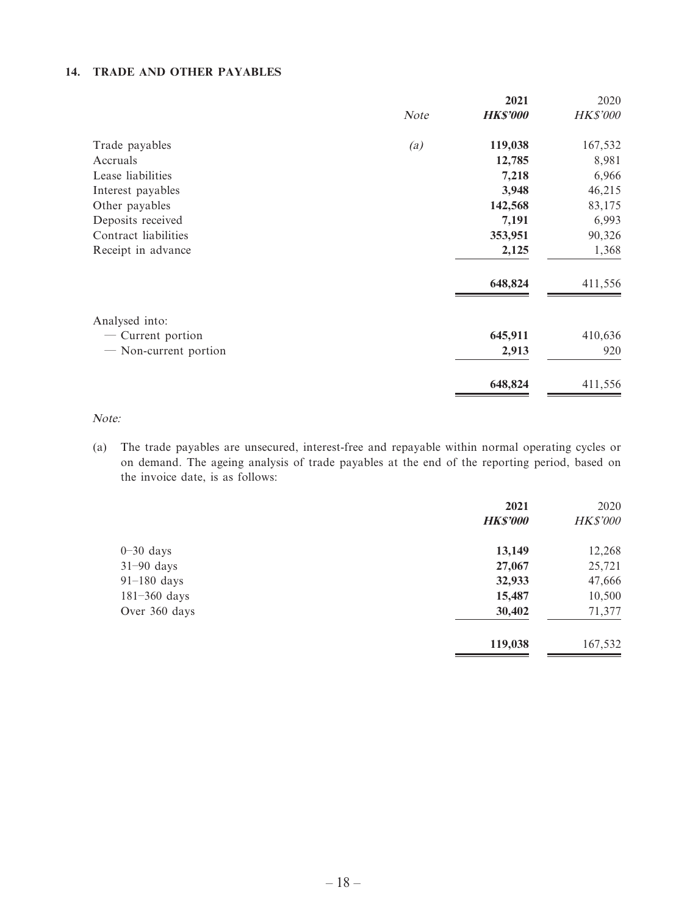## 14. TRADE AND OTHER PAYABLES

| | Note | 2021 HK$'000 | 2020 HK$'000 |
|---|---|---|---|
| Trade payables | (a) | **119,038** | 167,532 |
| Accruals | | **12,785** | 8,981 |
| Lease liabilities | | **7,218** | 6,966 |
| Interest payables | | **3,948** | 46,215 |
| Other payables | | **142,568** | 83,175 |
| Deposits received | | **7,191** | 6,993 |
| Contract liabilities | | **353,951** | 90,326 |
| Receipt in advance | | **2,125** | 1,368 |
| | | **648,824** | 411,556 |
| Analysed into: | | | |
| — Current portion | | **645,911** | 410,636 |
| — Non-current portion | | **2,913** | 920 |
| | | **648,824** | 411,556 |

*Note:*

(a) The trade payables are unsecured, interest-free and repayable within normal operating cycles or on demand. The ageing analysis of trade payables at the end of the reporting period, based on the invoice date, is as follows:

| | 2021 HK$'000 | 2020 HK$'000 |
|---|---|---|
| 0–30 days | **13,149** | 12,268 |
| 31–90 days | **27,067** | 25,721 |
| 91–180 days | **32,933** | 47,666 |
| 181–360 days | **15,487** | 10,500 |
| Over 360 days | **30,402** | 71,377 |
| | **119,038** | 167,532 |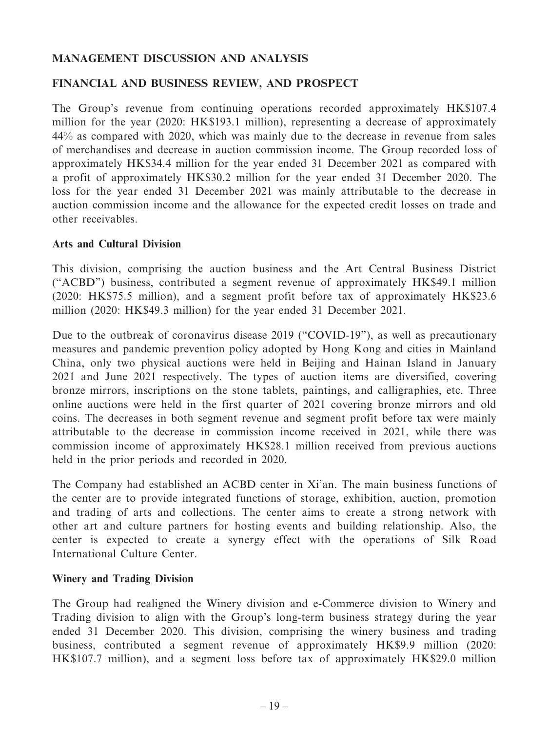## MANAGEMENT DISCUSSION AND ANALYSIS

## FINANCIAL AND BUSINESS REVIEW, AND PROSPECT

The Group's revenue from continuing operations recorded approximately HK$107.4 million for the year (2020: HK$193.1 million), representing a decrease of approximately 44% as compared with 2020, which was mainly due to the decrease in revenue from sales of merchandises and decrease in auction commission income. The Group recorded loss of approximately HK$34.4 million for the year ended 31 December 2021 as compared with a profit of approximately HK$30.2 million for the year ended 31 December 2020. The loss for the year ended 31 December 2021 was mainly attributable to the decrease in auction commission income and the allowance for the expected credit losses on trade and other receivables.

### Arts and Cultural Division

This division, comprising the auction business and the Art Central Business District ("ACBD") business, contributed a segment revenue of approximately HK$49.1 million (2020: HK$75.5 million), and a segment profit before tax of approximately HK$23.6 million (2020: HK$49.3 million) for the year ended 31 December 2021.

Due to the outbreak of coronavirus disease 2019 ("COVID-19"), as well as precautionary measures and pandemic prevention policy adopted by Hong Kong and cities in Mainland China, only two physical auctions were held in Beijing and Hainan Island in January 2021 and June 2021 respectively. The types of auction items are diversified, covering bronze mirrors, inscriptions on the stone tablets, paintings, and calligraphies, etc. Three online auctions were held in the first quarter of 2021 covering bronze mirrors and old coins. The decreases in both segment revenue and segment profit before tax were mainly attributable to the decrease in commission income received in 2021, while there was commission income of approximately HK$28.1 million received from previous auctions held in the prior periods and recorded in 2020.

The Company had established an ACBD center in Xi'an. The main business functions of the center are to provide integrated functions of storage, exhibition, auction, promotion and trading of arts and collections. The center aims to create a strong network with other art and culture partners for hosting events and building relationship. Also, the center is expected to create a synergy effect with the operations of Silk Road International Culture Center.

### Winery and Trading Division

The Group had realigned the Winery division and e-Commerce division to Winery and Trading division to align with the Group's long-term business strategy during the year ended 31 December 2020. This division, comprising the winery business and trading business, contributed a segment revenue of approximately HK$9.9 million (2020: HK$107.7 million), and a segment loss before tax of approximately HK$29.0 million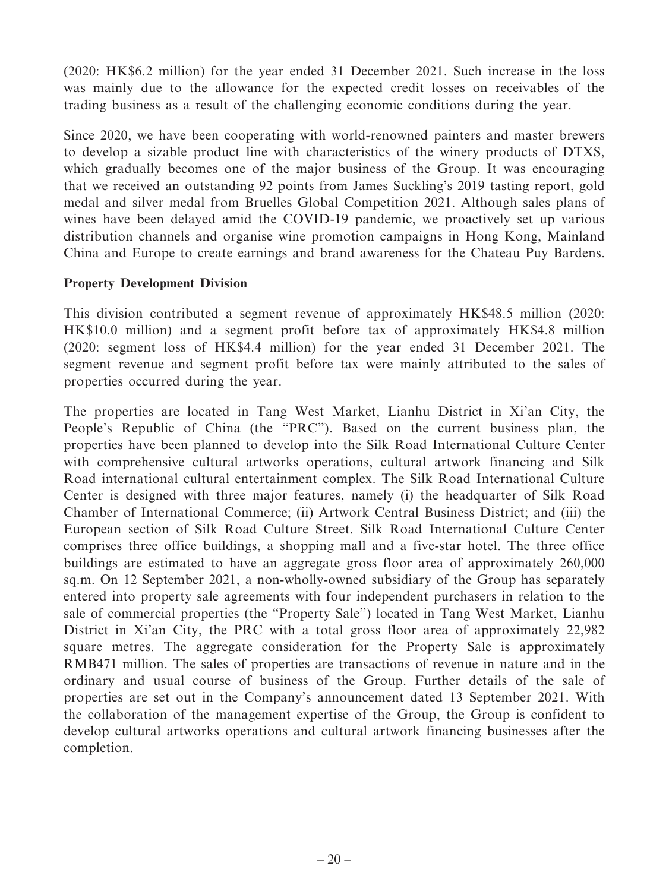(2020: HK$6.2 million) for the year ended 31 December 2021. Such increase in the loss was mainly due to the allowance for the expected credit losses on receivables of the trading business as a result of the challenging economic conditions during the year.

Since 2020, we have been cooperating with world-renowned painters and master brewers to develop a sizable product line with characteristics of the winery products of DTXS, which gradually becomes one of the major business of the Group. It was encouraging that we received an outstanding 92 points from James Suckling's 2019 tasting report, gold medal and silver medal from Bruelles Global Competition 2021. Although sales plans of wines have been delayed amid the COVID-19 pandemic, we proactively set up various distribution channels and organise wine promotion campaigns in Hong Kong, Mainland China and Europe to create earnings and brand awareness for the Chateau Puy Bardens.

**Property Development Division**

This division contributed a segment revenue of approximately HK$48.5 million (2020: HK$10.0 million) and a segment profit before tax of approximately HK$4.8 million (2020: segment loss of HK$4.4 million) for the year ended 31 December 2021. The segment revenue and segment profit before tax were mainly attributed to the sales of properties occurred during the year.

The properties are located in Tang West Market, Lianhu District in Xi'an City, the People's Republic of China (the "PRC"). Based on the current business plan, the properties have been planned to develop into the Silk Road International Culture Center with comprehensive cultural artworks operations, cultural artwork financing and Silk Road international cultural entertainment complex. The Silk Road International Culture Center is designed with three major features, namely (i) the headquarter of Silk Road Chamber of International Commerce; (ii) Artwork Central Business District; and (iii) the European section of Silk Road Culture Street. Silk Road International Culture Center comprises three office buildings, a shopping mall and a five-star hotel. The three office buildings are estimated to have an aggregate gross floor area of approximately 260,000 sq.m. On 12 September 2021, a non-wholly-owned subsidiary of the Group has separately entered into property sale agreements with four independent purchasers in relation to the sale of commercial properties (the "Property Sale") located in Tang West Market, Lianhu District in Xi'an City, the PRC with a total gross floor area of approximately 22,982 square metres. The aggregate consideration for the Property Sale is approximately RMB471 million. The sales of properties are transactions of revenue in nature and in the ordinary and usual course of business of the Group. Further details of the sale of properties are set out in the Company's announcement dated 13 September 2021. With the collaboration of the management expertise of the Group, the Group is confident to develop cultural artworks operations and cultural artwork financing businesses after the completion.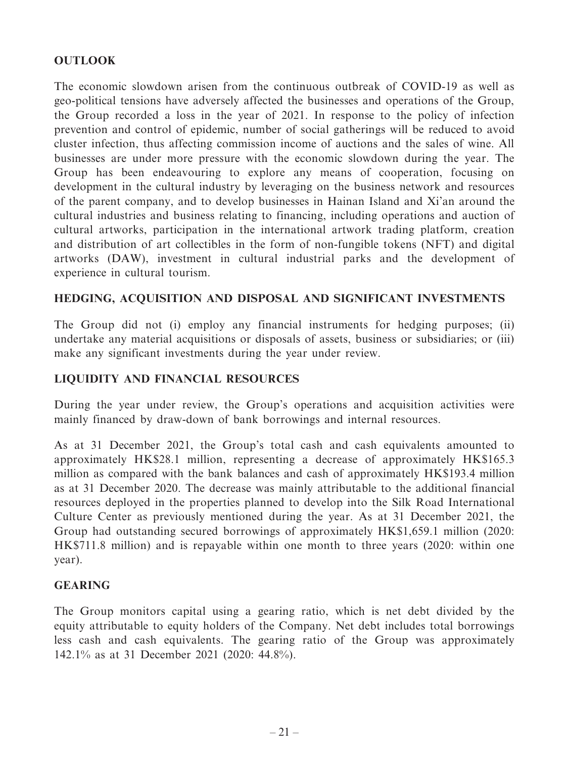## OUTLOOK

The economic slowdown arisen from the continuous outbreak of COVID-19 as well as geo-political tensions have adversely affected the businesses and operations of the Group, the Group recorded a loss in the year of 2021. In response to the policy of infection prevention and control of epidemic, number of social gatherings will be reduced to avoid cluster infection, thus affecting commission income of auctions and the sales of wine. All businesses are under more pressure with the economic slowdown during the year. The Group has been endeavouring to explore any means of cooperation, focusing on development in the cultural industry by leveraging on the business network and resources of the parent company, and to develop businesses in Hainan Island and Xi'an around the cultural industries and business relating to financing, including operations and auction of cultural artworks, participation in the international artwork trading platform, creation and distribution of art collectibles in the form of non-fungible tokens (NFT) and digital artworks (DAW), investment in cultural industrial parks and the development of experience in cultural tourism.

## HEDGING, ACQUISITION AND DISPOSAL AND SIGNIFICANT INVESTMENTS

The Group did not (i) employ any financial instruments for hedging purposes; (ii) undertake any material acquisitions or disposals of assets, business or subsidiaries; or (iii) make any significant investments during the year under review.

## LIQUIDITY AND FINANCIAL RESOURCES

During the year under review, the Group's operations and acquisition activities were mainly financed by draw-down of bank borrowings and internal resources.

As at 31 December 2021, the Group's total cash and cash equivalents amounted to approximately HK$28.1 million, representing a decrease of approximately HK$165.3 million as compared with the bank balances and cash of approximately HK$193.4 million as at 31 December 2020. The decrease was mainly attributable to the additional financial resources deployed in the properties planned to develop into the Silk Road International Culture Center as previously mentioned during the year. As at 31 December 2021, the Group had outstanding secured borrowings of approximately HK$1,659.1 million (2020: HK$711.8 million) and is repayable within one month to three years (2020: within one year).

## GEARING

The Group monitors capital using a gearing ratio, which is net debt divided by the equity attributable to equity holders of the Company. Net debt includes total borrowings less cash and cash equivalents. The gearing ratio of the Group was approximately 142.1% as at 31 December 2021 (2020: 44.8%).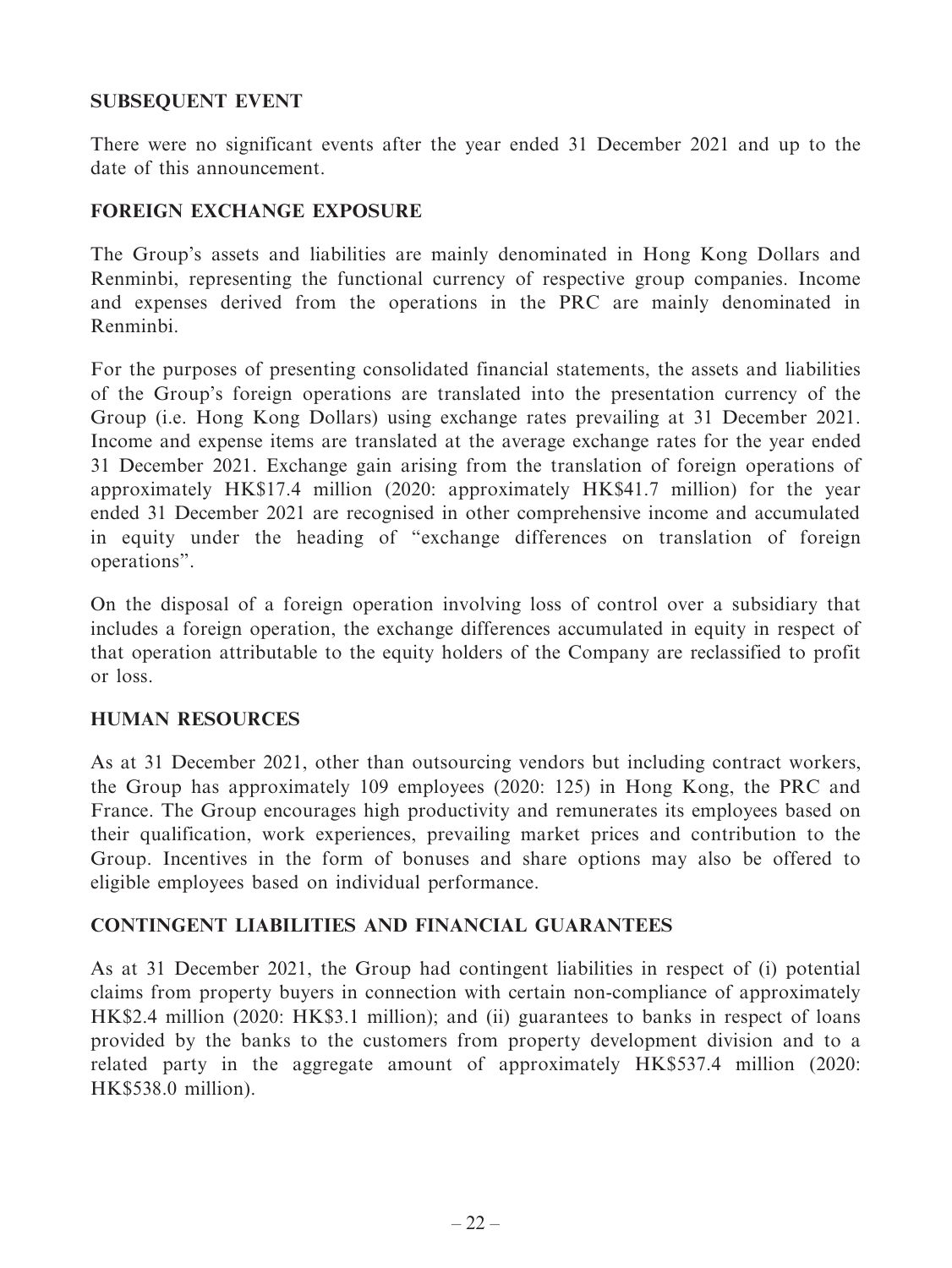## SUBSEQUENT EVENT

There were no significant events after the year ended 31 December 2021 and up to the date of this announcement.

## FOREIGN EXCHANGE EXPOSURE

The Group's assets and liabilities are mainly denominated in Hong Kong Dollars and Renminbi, representing the functional currency of respective group companies. Income and expenses derived from the operations in the PRC are mainly denominated in Renminbi.

For the purposes of presenting consolidated financial statements, the assets and liabilities of the Group's foreign operations are translated into the presentation currency of the Group (i.e. Hong Kong Dollars) using exchange rates prevailing at 31 December 2021. Income and expense items are translated at the average exchange rates for the year ended 31 December 2021. Exchange gain arising from the translation of foreign operations of approximately HK$17.4 million (2020: approximately HK$41.7 million) for the year ended 31 December 2021 are recognised in other comprehensive income and accumulated in equity under the heading of "exchange differences on translation of foreign operations".

On the disposal of a foreign operation involving loss of control over a subsidiary that includes a foreign operation, the exchange differences accumulated in equity in respect of that operation attributable to the equity holders of the Company are reclassified to profit or loss.

## HUMAN RESOURCES

As at 31 December 2021, other than outsourcing vendors but including contract workers, the Group has approximately 109 employees (2020: 125) in Hong Kong, the PRC and France. The Group encourages high productivity and remunerates its employees based on their qualification, work experiences, prevailing market prices and contribution to the Group. Incentives in the form of bonuses and share options may also be offered to eligible employees based on individual performance.

## CONTINGENT LIABILITIES AND FINANCIAL GUARANTEES

As at 31 December 2021, the Group had contingent liabilities in respect of (i) potential claims from property buyers in connection with certain non-compliance of approximately HK$2.4 million (2020: HK$3.1 million); and (ii) guarantees to banks in respect of loans provided by the banks to the customers from property development division and to a related party in the aggregate amount of approximately HK$537.4 million (2020: HK$538.0 million).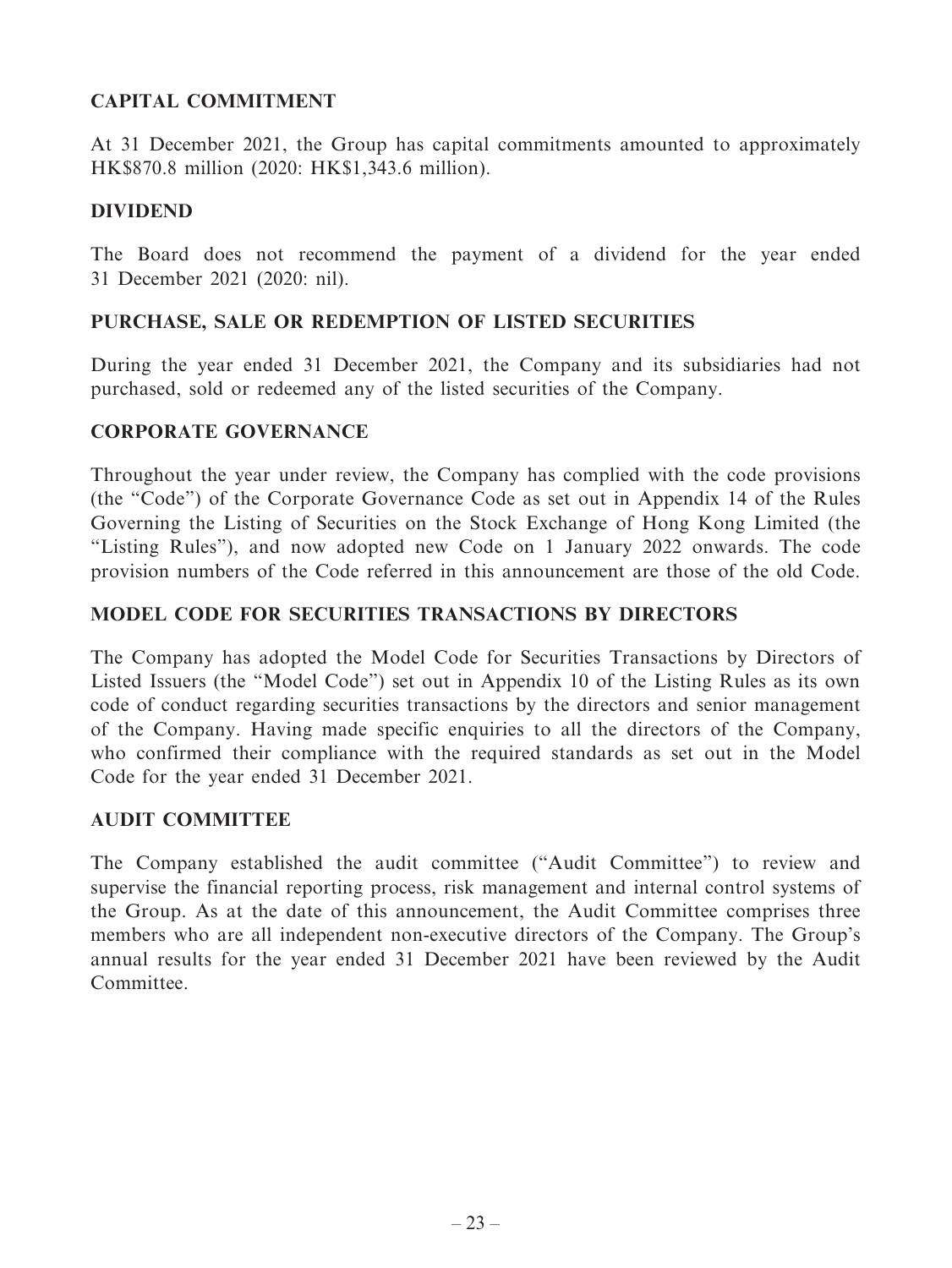## CAPITAL COMMITMENT

At 31 December 2021, the Group has capital commitments amounted to approximately HK$870.8 million (2020: HK$1,343.6 million).

## DIVIDEND

The Board does not recommend the payment of a dividend for the year ended 31 December 2021 (2020: nil).

## PURCHASE, SALE OR REDEMPTION OF LISTED SECURITIES

During the year ended 31 December 2021, the Company and its subsidiaries had not purchased, sold or redeemed any of the listed securities of the Company.

## CORPORATE GOVERNANCE

Throughout the year under review, the Company has complied with the code provisions (the "Code") of the Corporate Governance Code as set out in Appendix 14 of the Rules Governing the Listing of Securities on the Stock Exchange of Hong Kong Limited (the "Listing Rules"), and now adopted new Code on 1 January 2022 onwards. The code provision numbers of the Code referred in this announcement are those of the old Code.

## MODEL CODE FOR SECURITIES TRANSACTIONS BY DIRECTORS

The Company has adopted the Model Code for Securities Transactions by Directors of Listed Issuers (the "Model Code") set out in Appendix 10 of the Listing Rules as its own code of conduct regarding securities transactions by the directors and senior management of the Company. Having made specific enquiries to all the directors of the Company, who confirmed their compliance with the required standards as set out in the Model Code for the year ended 31 December 2021.

## AUDIT COMMITTEE

The Company established the audit committee ("Audit Committee") to review and supervise the financial reporting process, risk management and internal control systems of the Group. As at the date of this announcement, the Audit Committee comprises three members who are all independent non-executive directors of the Company. The Group's annual results for the year ended 31 December 2021 have been reviewed by the Audit Committee.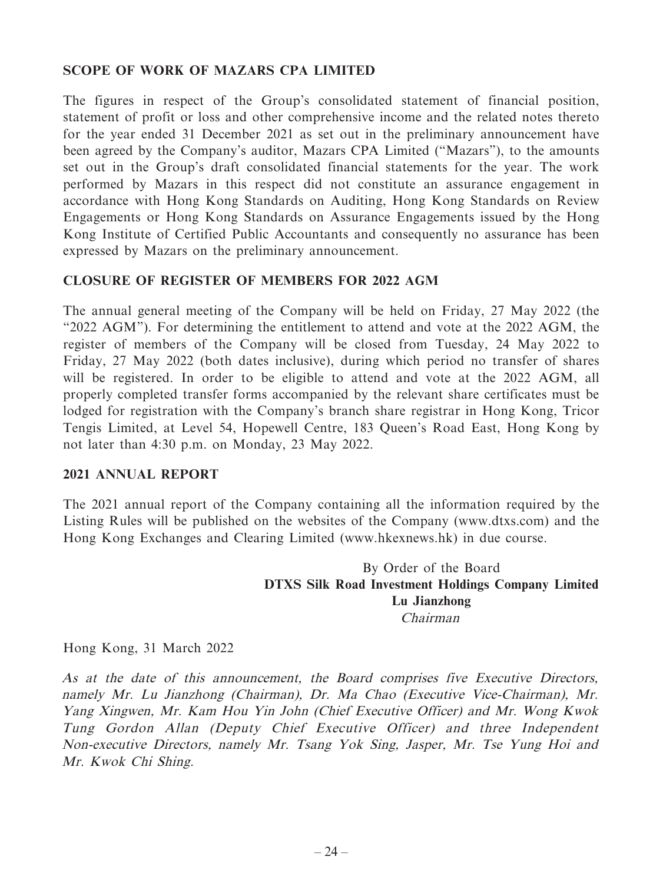## SCOPE OF WORK OF MAZARS CPA LIMITED

The figures in respect of the Group's consolidated statement of financial position, statement of profit or loss and other comprehensive income and the related notes thereto for the year ended 31 December 2021 as set out in the preliminary announcement have been agreed by the Company's auditor, Mazars CPA Limited ("Mazars"), to the amounts set out in the Group's draft consolidated financial statements for the year. The work performed by Mazars in this respect did not constitute an assurance engagement in accordance with Hong Kong Standards on Auditing, Hong Kong Standards on Review Engagements or Hong Kong Standards on Assurance Engagements issued by the Hong Kong Institute of Certified Public Accountants and consequently no assurance has been expressed by Mazars on the preliminary announcement.

## CLOSURE OF REGISTER OF MEMBERS FOR 2022 AGM

The annual general meeting of the Company will be held on Friday, 27 May 2022 (the "2022 AGM"). For determining the entitlement to attend and vote at the 2022 AGM, the register of members of the Company will be closed from Tuesday, 24 May 2022 to Friday, 27 May 2022 (both dates inclusive), during which period no transfer of shares will be registered. In order to be eligible to attend and vote at the 2022 AGM, all properly completed transfer forms accompanied by the relevant share certificates must be lodged for registration with the Company's branch share registrar in Hong Kong, Tricor Tengis Limited, at Level 54, Hopewell Centre, 183 Queen's Road East, Hong Kong by not later than 4:30 p.m. on Monday, 23 May 2022.

## 2021 ANNUAL REPORT

The 2021 annual report of the Company containing all the information required by the Listing Rules will be published on the websites of the Company (www.dtxs.com) and the Hong Kong Exchanges and Clearing Limited (www.hkexnews.hk) in due course.

By Order of the Board
**DTXS Silk Road Investment Holdings Company Limited**
**Lu Jianzhong**
*Chairman*

Hong Kong, 31 March 2022

*As at the date of this announcement, the Board comprises five Executive Directors, namely Mr. Lu Jianzhong (Chairman), Dr. Ma Chao (Executive Vice-Chairman), Mr. Yang Xingwen, Mr. Kam Hou Yin John (Chief Executive Officer) and Mr. Wong Kwok Tung Gordon Allan (Deputy Chief Executive Officer) and three Independent Non-executive Directors, namely Mr. Tsang Yok Sing, Jasper, Mr. Tse Yung Hoi and Mr. Kwok Chi Shing.*